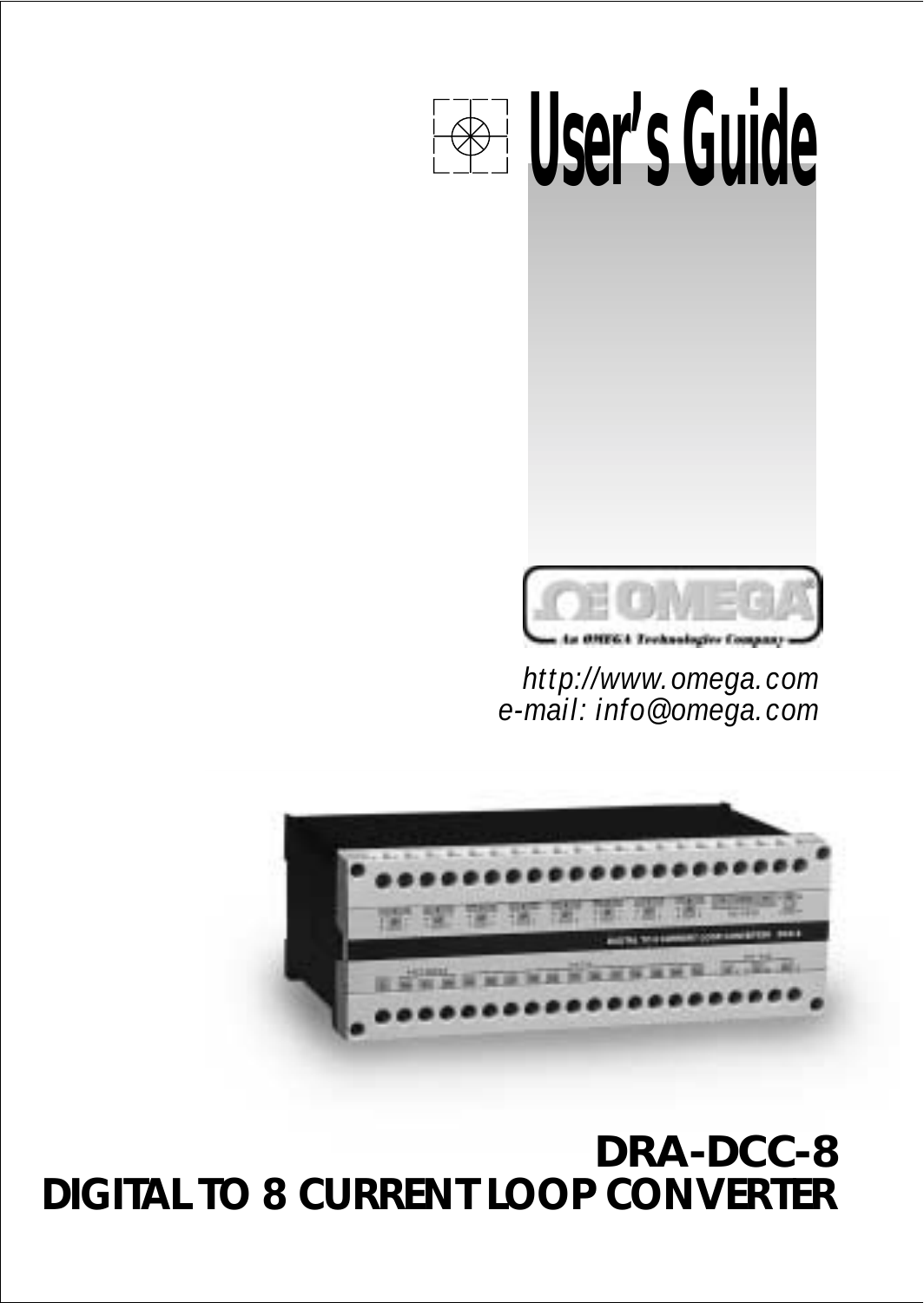# User's Guide

OMEGA

An OMEGA Technologies Company

*http://www.omega.com*
*e-mail: info@omega.com*

## DRA-DCC-8
## DIGITAL TO 8 CURRENT LOOP CONVERTER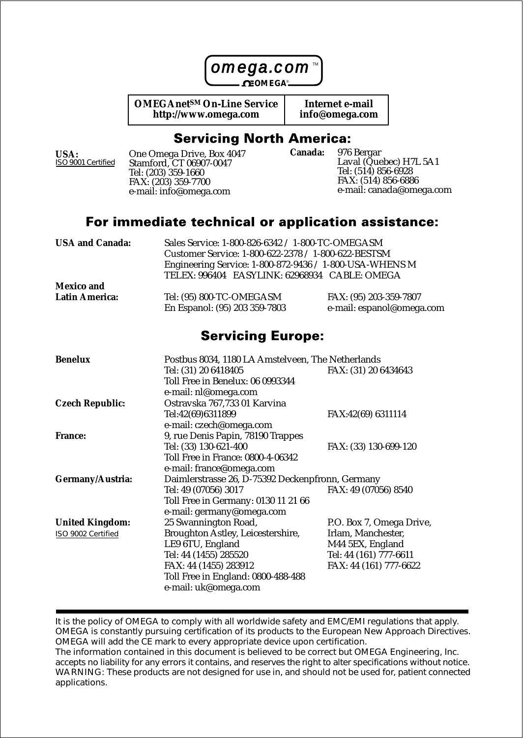omega.com™

OMEGA®

| OMEGAnet℠ On-Line Service http://www.omega.com | Internet e-mail info@omega.com |
|---|---|

## Servicing North America:

**USA:**
ISO 9001 Certified

One Omega Drive, Box 4047
Stamford, CT 06907-0047
Tel: (203) 359-1660
FAX: (203) 359-7700
e-mail: info@omega.com

**Canada:**

976 Bergar
Laval (Quebec) H7L 5A1
Tel: (514) 856-6928
FAX: (514) 856-6886
e-mail: canada@omega.com

## For immediate technical or application assistance:

**USA and Canada:**

Sales Service: 1-800-826-6342 / 1-800-TC-OMEGASM
Customer Service: 1-800-622-2378 / 1-800-622-BESTSM
Engineering Service: 1-800-872-9436 / 1-800-USA-WHENS M
TELEX: 996404 EASYLINK: 62968934 CABLE: OMEGA

**Mexico and Latin America:**

Tel: (95) 800-TC-OMEGASM FAX: (95) 203-359-7807
En Espanol: (95) 203 359-7803 e-mail: espanol@omega.com

## Servicing Europe:

**Benelux**

Postbus 8034, 1180 LA Amstelveen, The Netherlands
Tel: (31) 20 6418405 FAX: (31) 20 6434643
Toll Free in Benelux: 06 0993344
e-mail: nl@omega.com

**Czech Republic:**

Ostravska 767,733 01 Karvina
Tel:42(69)6311899 FAX:42(69) 6311114
e-mail: czech@omega.com

**France:**

9, rue Denis Papin, 78190 Trappes
Tel: (33) 130-621-400 FAX: (33) 130-699-120
Toll Free in France: 0800-4-06342
e-mail: france@omega.com

**Germany/Austria:**

Daimlerstrasse 26, D-75392 Deckenpfronn, Germany
Tel: 49 (07056) 3017 FAX: 49 (07056) 8540
Toll Free in Germany: 0130 11 21 66
e-mail: germany@omega.com

**United Kingdom:**
ISO 9002 Certified

25 Swannington Road,
Broughton Astley, Leicestershire,
LE9 6TU, England
Tel: 44 (1455) 285520
FAX: 44 (1455) 283912
Toll Free in England: 0800-488-488
e-mail: uk@omega.com

P.O. Box 7, Omega Drive,
Irlam, Manchester,
M44 5EX, England
Tel: 44 (161) 777-6611
FAX: 44 (161) 777-6622

---

It is the policy of OMEGA to comply with all worldwide safety and EMC/EMI regulations that apply. OMEGA is constantly pursuing certification of its products to the European New Approach Directives. OMEGA will add the CE mark to every appropriate device upon certification.
The information contained in this document is believed to be correct but OMEGA Engineering, Inc. accepts no liability for any errors it contains, and reserves the right to alter specifications without notice.
WARNING: These products are not designed for use in, and should not be used for, patient connected applications.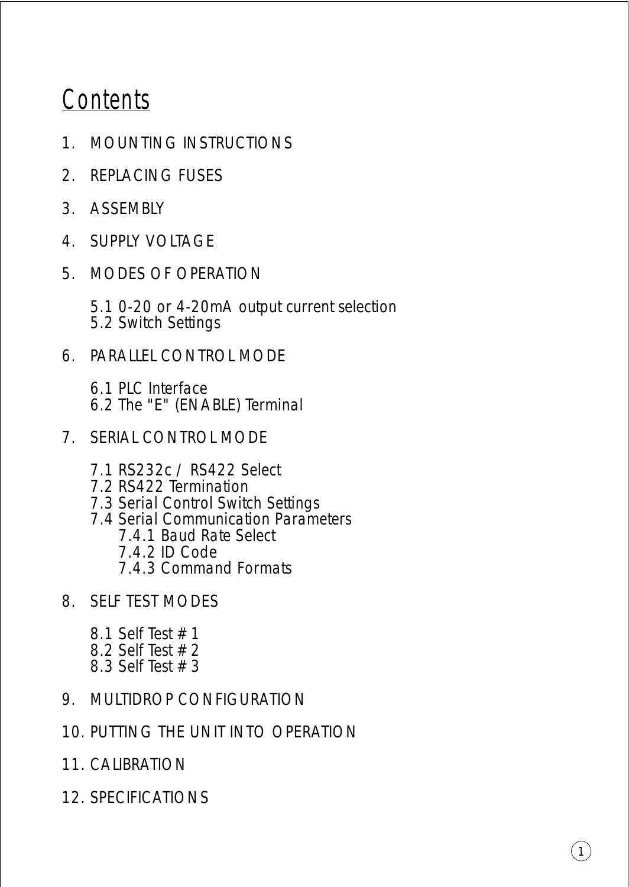# Contents

1. MOUNTING INSTRUCTIONS

2. REPLACING FUSES

3. ASSEMBLY

4. SUPPLY VOLTAGE

5. MODES OF OPERATION

   5.1 0-20 or 4-20mA output current selection
   5.2 Switch Settings

6. PARALLEL CONTROL MODE

   6.1 PLC Interface
   6.2 The "E" (ENABLE) Terminal

7. SERIAL CONTROL MODE

   7.1 RS232c / RS422 Select
   7.2 RS422 Termination
   7.3 Serial Control Switch Settings
   7.4 Serial Communication Parameters
      7.4.1 Baud Rate Select
      7.4.2 ID Code
      7.4.3 Command Formats

8. SELF TEST MODES

   8.1 Self Test # 1
   8.2 Self Test # 2
   8.3 Self Test # 3

9. MULTIDROP CONFIGURATION

10. PUTTING THE UNIT INTO OPERATION

11. CALIBRATION

12. SPECIFICATIONS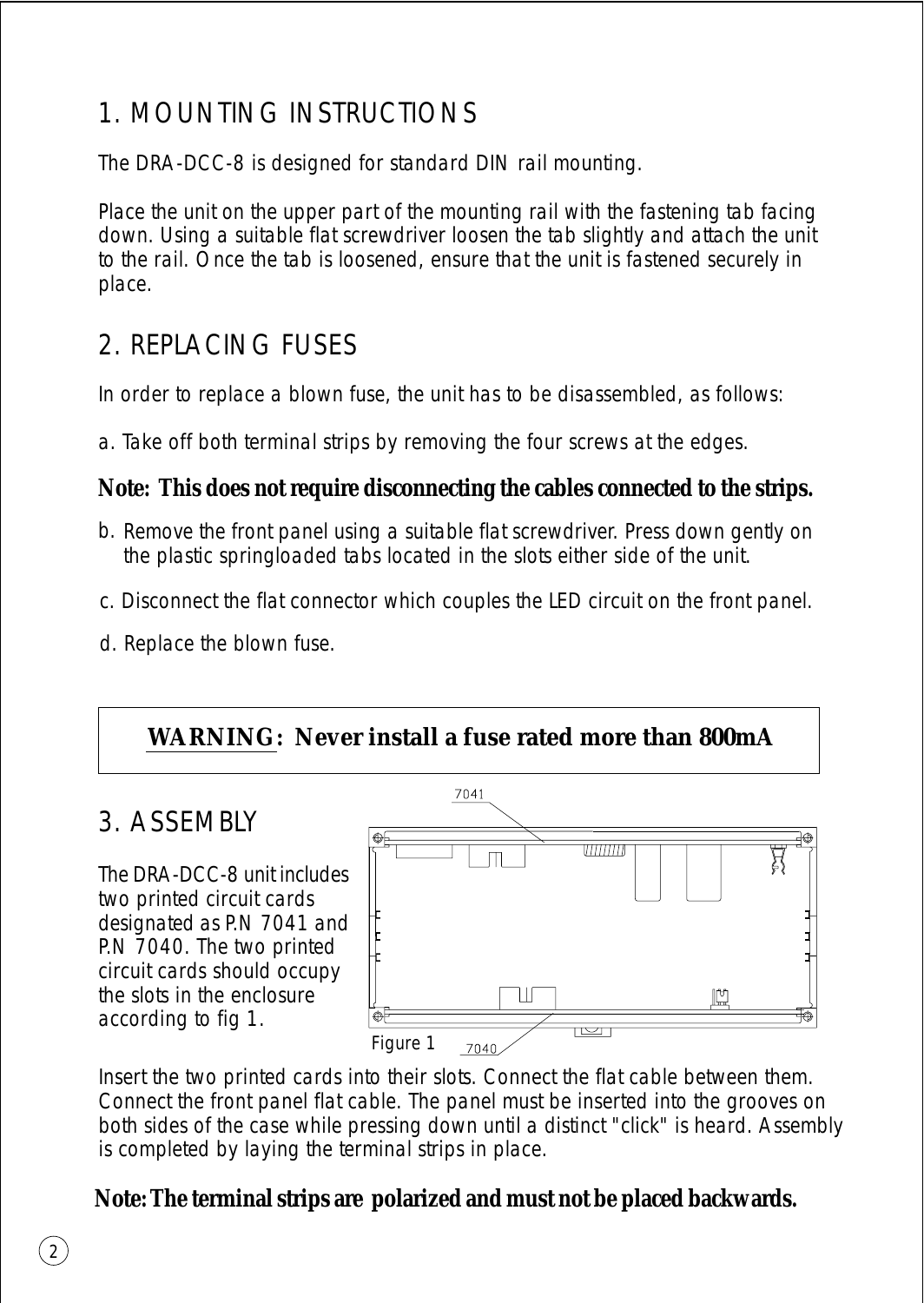# 1. MOUNTING INSTRUCTIONS

The DRA-DCC-8 is designed for standard DIN rail mounting.

Place the unit on the upper part of the mounting rail with the fastening tab facing down. Using a suitable flat screwdriver loosen the tab slightly and attach the unit to the rail. Once the tab is loosened, ensure that the unit is fastened securely in place.

# 2. REPLACING FUSES

In order to replace a blown fuse, the unit has to be disassembled, as follows:

a. Take off both terminal strips by removing the four screws at the edges.

**Note: This does not require disconnecting the cables connected to the strips.**

b. Remove the front panel using a suitable flat screwdriver. Press down gently on the plastic springloaded tabs located in the slots either side of the unit.

c. Disconnect the flat connector which couples the LED circuit on the front panel.

d. Replace the blown fuse.

**WARNING: Never install a fuse rated more than 800mA**

# 3. ASSEMBLY

The DRA-DCC-8 unit includes two printed circuit cards designated as P.N 7041 and P.N 7040. The two printed circuit cards should occupy the slots in the enclosure according to fig 1.

7041

7040

Figure 1

Insert the two printed cards into their slots. Connect the flat cable between them. Connect the front panel flat cable. The panel must be inserted into the grooves on both sides of the case while pressing down until a distinct "click" is heard. Assembly is completed by laying the terminal strips in place.

**Note: The terminal strips are polarized and must not be placed backwards.**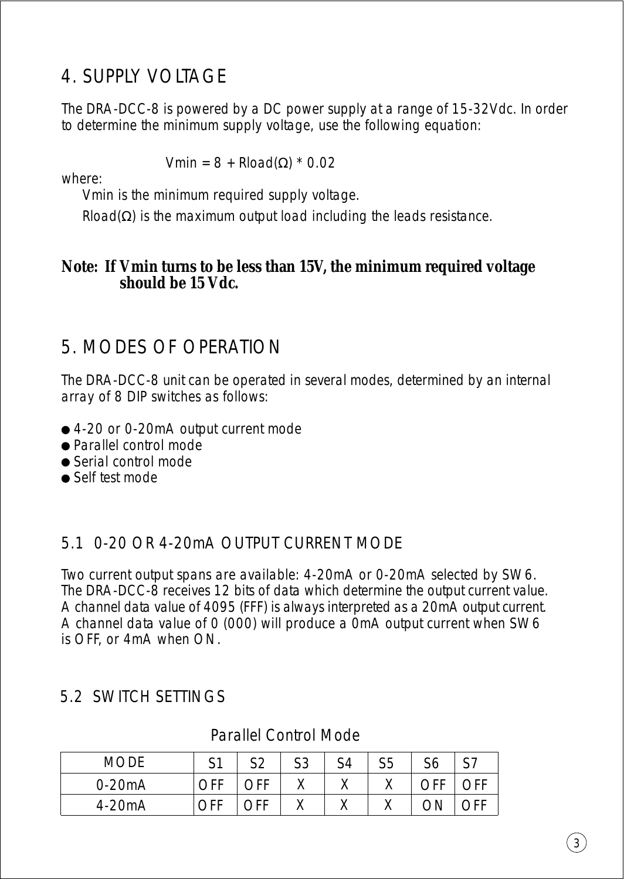# 4. SUPPLY VOLTAGE

The DRA-DCC-8 is powered by a DC power supply at a range of 15-32Vdc. In order to determine the minimum supply voltage, use the following equation:

$$V_{min} = 8 + R_{load}(\Omega) * 0.02$$

where:

$V_{min}$ is the minimum required supply voltage.

$R_{load}(\Omega)$ is the maximum output load including the leads resistance.

**Note: If Vmin turns to be less than 15V, the minimum required voltage should be 15 Vdc.**

# 5. MODES OF OPERATION

The DRA-DCC-8 unit can be operated in several modes, determined by an internal array of 8 DIP switches as follows:

- 4-20 or 0-20mA output current mode
- Parallel control mode
- Serial control mode
- Self test mode

## 5.1 0-20 OR 4-20mA OUTPUT CURRENT MODE

Two current output spans are available: 4-20mA or 0-20mA selected by SW6. The DRA-DCC-8 receives 12 bits of data which determine the output current value. A channel data value of 4095 (FFF) is always interpreted as a 20mA output current. A channel data value of 0 (000) will produce a 0mA output current when SW6 is OFF, or 4mA when ON.

## 5.2 SWITCH SETTINGS

Parallel Control Mode

| MODE | S1 | S2 | S3 | S4 | S5 | S6 | S7 |
|---|---|---|---|---|---|---|---|
| 0-20mA | OFF | OFF | X | X | X | OFF | OFF |
| 4-20mA | OFF | OFF | X | X | X | ON | OFF |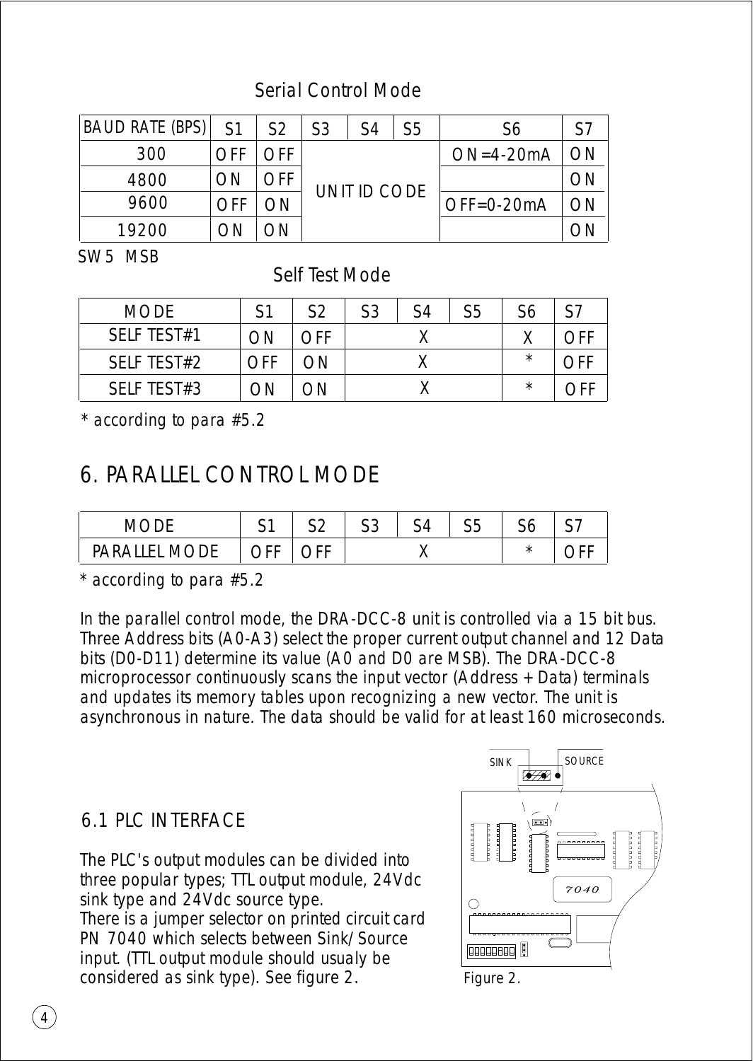## Serial Control Mode

| BAUD RATE (BPS) | S1 | S2 | S3 | S4 | S5 | S6 | S7 |
|---|---|---|---|---|---|---|---|
| 300 | OFF | OFF | UNIT ID CODE | | | ON=4-20mA | ON |
| 4800 | ON | OFF | | | | | ON |
| 9600 | OFF | ON | | | | OFF=0-20mA | ON |
| 19200 | ON | ON | | | | | ON |

SW5 MSB

## Self Test Mode

| MODE | S1 | S2 | S3 | S4 | S5 | S6 | S7 |
|---|---|---|---|---|---|---|---|
| SELF TEST#1 | ON | OFF | | X | | X | OFF |
| SELF TEST#2 | OFF | ON | | X | | * | OFF |
| SELF TEST#3 | ON | ON | | X | | * | OFF |

* according to para #5.2

# 6. PARALLEL CONTROL MODE

| MODE | S1 | S2 | S3 | S4 | S5 | S6 | S7 |
|---|---|---|---|---|---|---|---|
| PARALLEL MODE | OFF | OFF | | X | | * | OFF |

* according to para #5.2

In the parallel control mode, the DRA-DCC-8 unit is controlled via a 15 bit bus. Three Address bits (A0-A3) select the proper current output channel and 12 Data bits (D0-D11) determine its value (A0 and D0 are MSB). The DRA-DCC-8 microprocessor continuously scans the input vector (Address + Data) terminals and updates its memory tables upon recognizing a new vector. The unit is asynchronous in nature. The data should be valid for at least 160 microseconds.

## 6.1 PLC INTERFACE

The PLC's output modules can be divided into three popular types; TTL output module, 24Vdc sink type and 24Vdc source type.
There is a jumper selector on printed circuit card PN 7040 which selects between Sink/Source input. (TTL output module should usualy be considered as sink type). See figure 2.

SINK SOURCE

7040

Figure 2.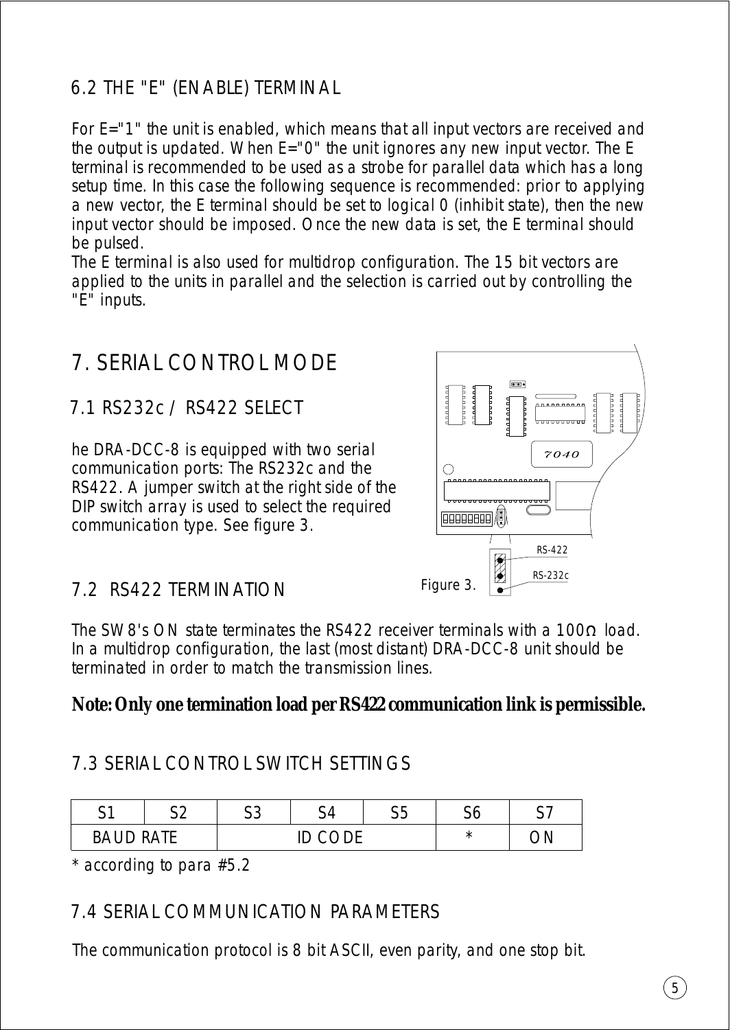## 6.2 THE "E" (ENABLE) TERMINAL

For E="1" the unit is enabled, which means that all input vectors are received and the output is updated. When E="0" the unit ignores any new input vector. The E terminal is recommended to be used as a strobe for parallel data which has a long setup time. In this case the following sequence is recommended: prior to applying a new vector, the E terminal should be set to logical 0 (inhibit state), then the new input vector should be imposed. Once the new data is set, the E terminal should be pulsed.
The E terminal is also used for multidrop configuration. The 15 bit vectors are applied to the units in parallel and the selection is carried out by controlling the "E" inputs.

# 7. SERIAL CONTROL MODE

## 7.1 RS232c / RS422 SELECT

he DRA-DCC-8 is equipped with two serial communication ports: The RS232c and the RS422. A jumper switch at the right side of the DIP switch array is used to select the required communication type. See figure 3.

7040

RS-422

RS-232c

Figure 3.

## 7.2 RS422 TERMINATION

The SW8's ON state terminates the RS422 receiver terminals with a 100Ω load. In a multidrop configuration, the last (most distant) DRA-DCC-8 unit should be terminated in order to match the transmission lines.

**Note: Only one termination load per RS422 communication link is permissible.**

## 7.3 SERIAL CONTROL SWITCH SETTINGS

| S1 | S2 | S3 | S4 | S5 | S6 | S7 |
|---|---|---|---|---|---|---|
| BAUD RATE | | ID CODE | | | * | ON |

* according to para #5.2

## 7.4 SERIAL COMMUNICATION PARAMETERS

The communication protocol is 8 bit ASCII, even parity, and one stop bit.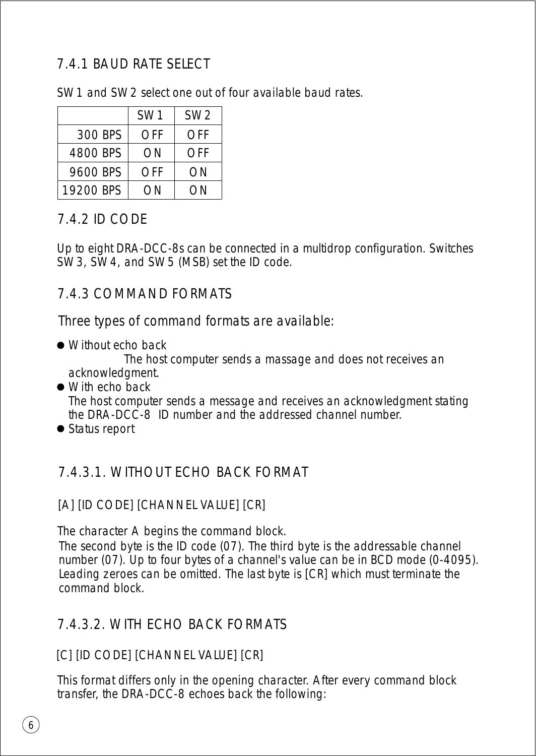### 7.4.1 BAUD RATE SELECT

SW1 and SW2 select one out of four available baud rates.

| | SW1 | SW2 |
|---|---|---|
| 300 BPS | OFF | OFF |
| 4800 BPS | ON | OFF |
| 9600 BPS | OFF | ON |
| 19200 BPS | ON | ON |

### 7.4.2 ID CODE

Up to eight DRA-DCC-8s can be connected in a multidrop configuration. Switches SW3, SW4, and SW5 (MSB) set the ID code.

### 7.4.3 COMMAND FORMATS

Three types of command formats are available:

- Without echo back
  The host computer sends a massage and does not receives an acknowledgment.
- With echo back
  The host computer sends a message and receives an acknowledgment stating the DRA-DCC-8 ID number and the addressed channel number.
- Status report

#### 7.4.3.1. WITHOUT ECHO BACK FORMAT

[A] [ID CODE] [CHANNEL VALUE] [CR]

The character A begins the command block.
The second byte is the ID code (07). The third byte is the addressable channel number (07). Up to four bytes of a channel's value can be in BCD mode (0-4095). Leading zeroes can be omitted. The last byte is [CR] which must terminate the command block.

#### 7.4.3.2. WITH ECHO BACK FORMATS

[C] [ID CODE] [CHANNEL VALUE] [CR]

This format differs only in the opening character. After every command block transfer, the DRA-DCC-8 echoes back the following: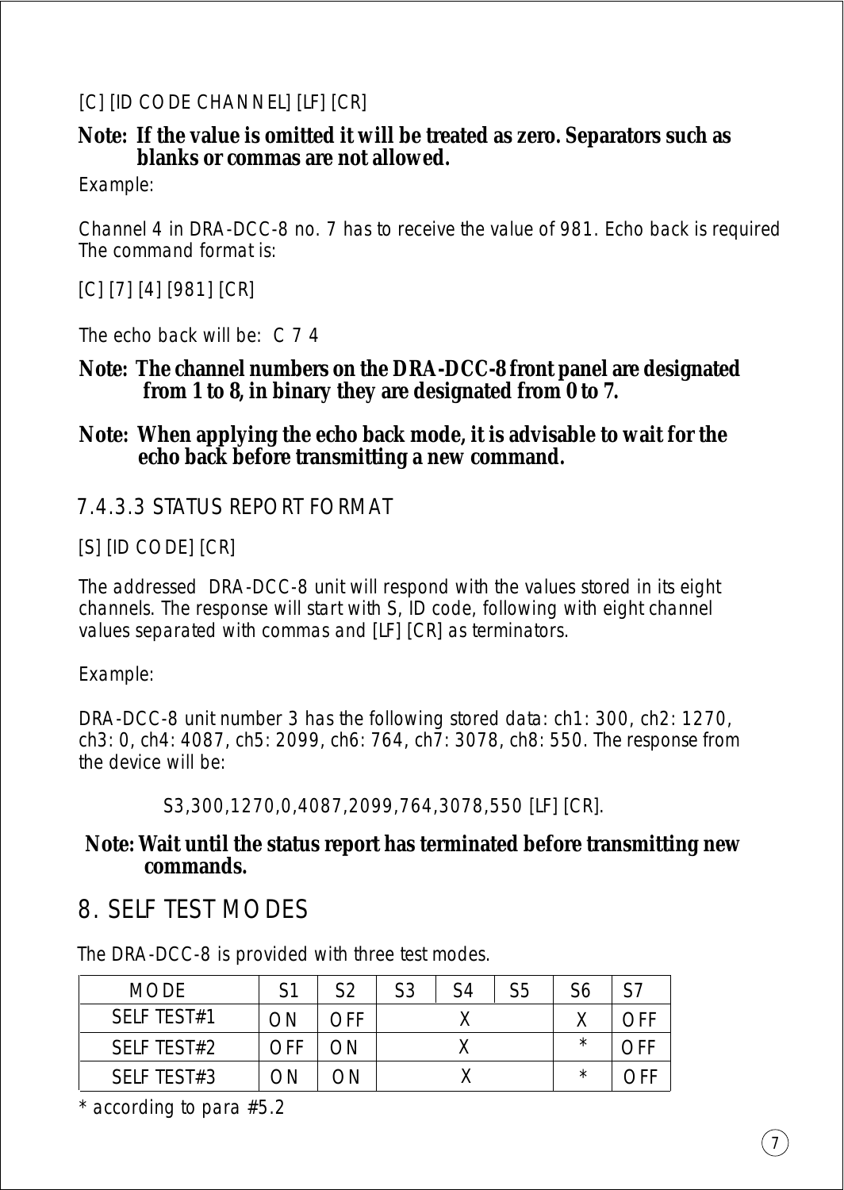[C] [ID CODE CHANNEL] [LF] [CR]

**Note: If the value is omitted it will be treated as zero. Separators such as blanks or commas are not allowed.**

*Example:*

*Channel 4 in DRA-DCC-8 no. 7 has to receive the value of 981. Echo back is required The command format is:*

[C] [7] [4] [981] [CR]

*The echo back will be: C 7 4*

**Note: The channel numbers on the DRA-DCC-8 front panel are designated from 1 to 8, in binary they are designated from 0 to 7.**

**Note: When applying the echo back mode, it is advisable to wait for the echo back before transmitting a new command.**

### 7.4.3.3 STATUS REPORT FORMAT

[S] [ID CODE] [CR]

*The addressed DRA-DCC-8 unit will respond with the values stored in its eight channels. The response will start with S, ID code, following with eight channel values separated with commas and [LF] [CR] as terminators.*

*Example:*

*DRA-DCC-8 unit number 3 has the following stored data: ch1: 300, ch2: 1270, ch3: 0, ch4: 4087, ch5: 2099, ch6: 764, ch7: 3078, ch8: 550. The response from the device will be:*

S3,300,1270,0,4087,2099,764,3078,550 [LF] [CR].

**Note: Wait until the status report has terminated before transmitting new commands.**

## 8. SELF TEST MODES

*The DRA-DCC-8 is provided with three test modes.*

| MODE | S1 | S2 | S3 | S4 | S5 | S6 | S7 |
|---|---|---|---|---|---|---|---|
| SELF TEST#1 | ON | OFF | | X | | X | OFF |
| SELF TEST#2 | OFF | ON | | X | | * | OFF |
| SELF TEST#3 | ON | ON | | X | | * | OFF |

*\* according to para #5.2*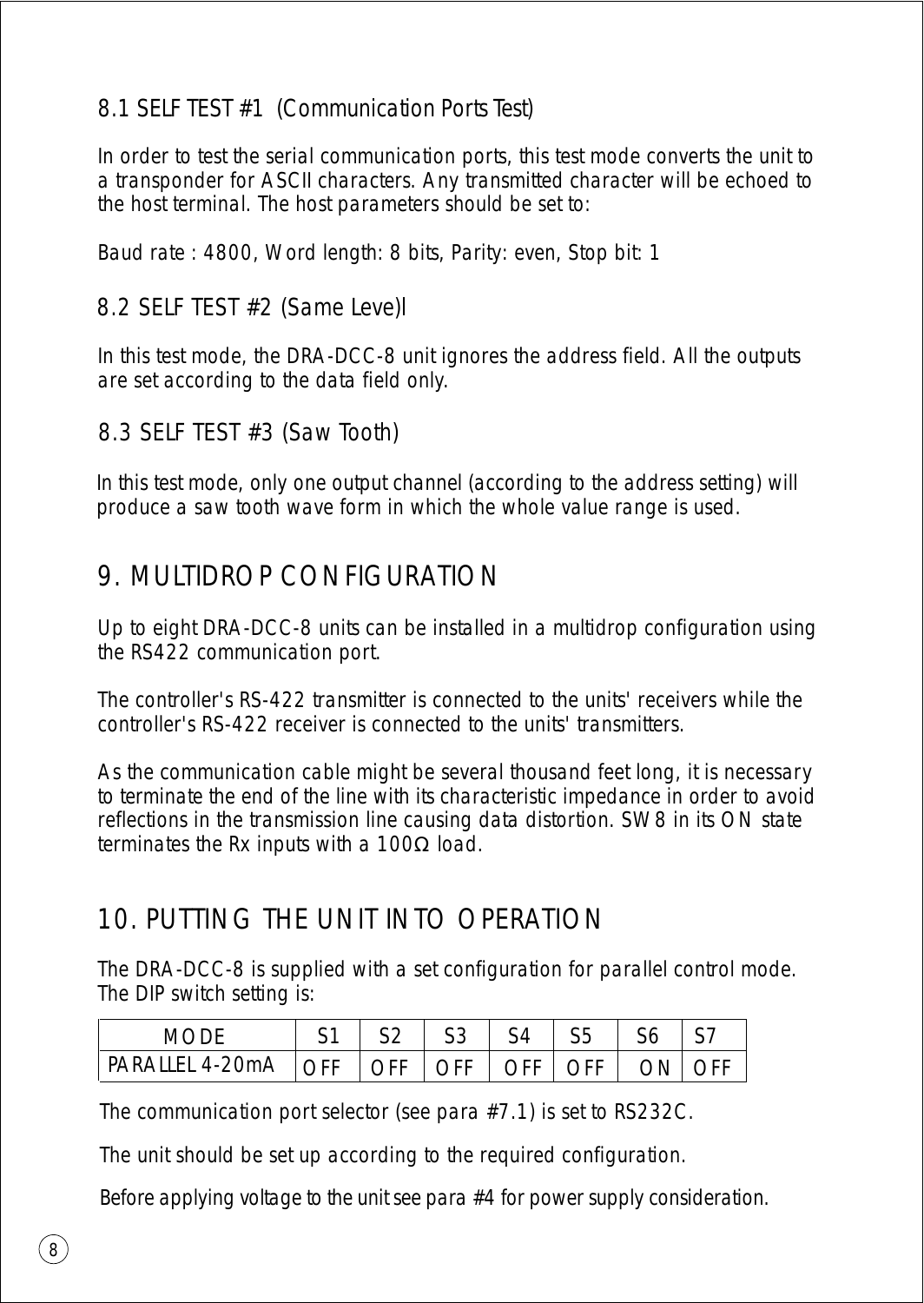### 8.1 SELF TEST #1 (Communication Ports Test)

In order to test the serial communication ports, this test mode converts the unit to a transponder for ASCII characters. Any transmitted character will be echoed to the host terminal. The host parameters should be set to:

Baud rate : 4800, Word length: 8 bits, Parity: even, Stop bit: 1

### 8.2 SELF TEST #2 (Same Leve)l

In this test mode, the DRA-DCC-8 unit ignores the address field. All the outputs are set according to the data field only.

### 8.3 SELF TEST #3 (Saw Tooth)

In this test mode, only one output channel (according to the address setting) will produce a saw tooth wave form in which the whole value range is used.

## 9. MULTIDROP CONFIGURATION

Up to eight DRA-DCC-8 units can be installed in a multidrop configuration using the RS422 communication port.

The controller's RS-422 transmitter is connected to the units' receivers while the controller's RS-422 receiver is connected to the units' transmitters.

As the communication cable might be several thousand feet long, it is necessary to terminate the end of the line with its characteristic impedance in order to avoid reflections in the transmission line causing data distortion. SW8 in its ON state terminates the Rx inputs with a 100Ω load.

## 10. PUTTING THE UNIT INTO OPERATION

The DRA-DCC-8 is supplied with a set configuration for parallel control mode. The DIP switch setting is:

| MODE | S1 | S2 | S3 | S4 | S5 | S6 | S7 |
|---|---|---|---|---|---|---|---|
| PARALLEL 4-20mA | OFF | OFF | OFF | OFF | OFF | ON | OFF |

The communication port selector (see para #7.1) is set to RS232C.

The unit should be set up according to the required configuration.

Before applying voltage to the unit see para #4 for power supply consideration.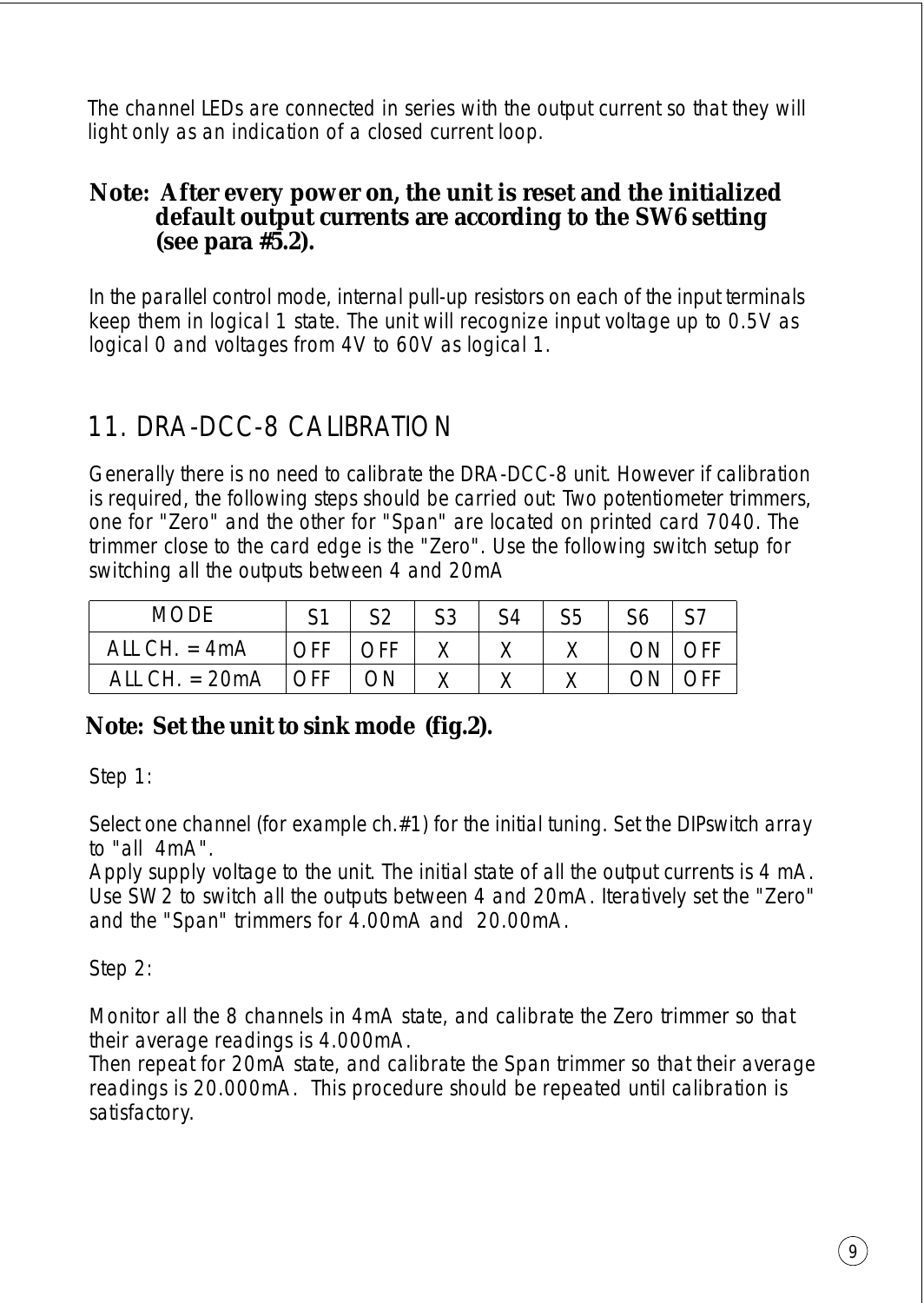The channel LEDs are connected in series with the output current so that they will light only as an indication of a closed current loop.

**Note: After every power on, the unit is reset and the initialized default output currents are according to the SW6 setting (see para #5.2).**

In the parallel control mode, internal pull-up resistors on each of the input terminals keep them in logical 1 state. The unit will recognize input voltage up to 0.5V as logical 0 and voltages from 4V to 60V as logical 1.

## 11. DRA-DCC-8 CALIBRATION

Generally there is no need to calibrate the DRA-DCC-8 unit. However if calibration is required, the following steps should be carried out: Two potentiometer trimmers, one for "Zero" and the other for "Span" are located on printed card 7040. The trimmer close to the card edge is the "Zero". Use the following switch setup for switching all the outputs between 4 and 20mA

| MODE | S1 | S2 | S3 | S4 | S5 | S6 | S7 |
|---|---|---|---|---|---|---|---|
| ALL CH. = 4mA | OFF | OFF | X | X | X | ON | OFF |
| ALL CH. = 20mA | OFF | ON | X | X | X | ON | OFF |

**Note: Set the unit to sink mode (fig.2).**

Step 1:

Select one channel (for example ch.#1) for the initial tuning. Set the DIPswitch array to "all 4mA".
Apply supply voltage to the unit. The initial state of all the output currents is 4 mA. Use SW2 to switch all the outputs between 4 and 20mA. Iteratively set the "Zero" and the "Span" trimmers for 4.00mA and 20.00mA.

Step 2:

Monitor all the 8 channels in 4mA state, and calibrate the Zero trimmer so that their average readings is 4.000mA.
Then repeat for 20mA state, and calibrate the Span trimmer so that their average readings is 20.000mA. This procedure should be repeated until calibration is satisfactory.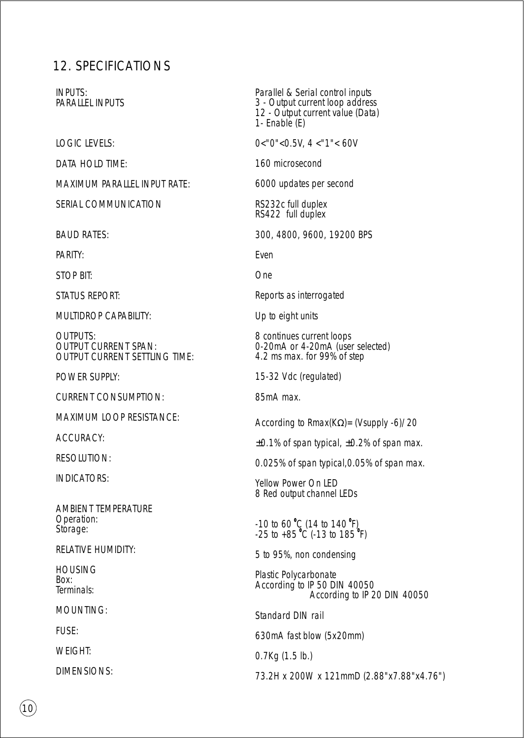## 12. SPECIFICATIONS

| | |
|---|---|
| INPUTS:<br>PARALLEL INPUTS | Parallel & Serial control inputs<br>3 - Output current loop address<br>12 - Output current value (Data)<br>1- Enable (E) |
| LOGIC LEVELS: | 0<"0"<0.5V, 4 <"1"< 60V |
| DATA HOLD TIME: | 160 microsecond |
| MAXIMUM PARALLEL INPUT RATE: | 6000 updates per second |
| SERIAL COMMUNICATION | RS232c full duplex<br>RS422 full duplex |
| BAUD RATES: | 300, 4800, 9600, 19200 BPS |
| PARITY: | Even |
| STOP BIT: | One |
| STATUS REPORT: | Reports as interrogated |
| MULTIDROP CAPABILITY: | Up to eight units |
| OUTPUTS:<br>OUTPUT CURRENT SPAN:<br>OUTPUT CURRENT SETTLING TIME: | 8 continues current loops<br>0-20mA or 4-20mA (user selected)<br>4.2 ms max. for 99% of step |
| POWER SUPPLY: | 15-32 Vdc (regulated) |
| CURRENT CONSUMPTION: | 85mA max. |
| MAXIMUM LOOP RESISTANCE: | According to $R_{max}(K\Omega) = (V_{supply} - 6)/20$ |
| ACCURACY: | ±0.1% of span typical, ±0.2% of span max. |
| RESOLUTION: | 0.025% of span typical,0.05% of span max. |
| INDICATORS: | Yellow Power On LED<br>8 Red output channel LEDs |
| AMBIENT TEMPERATURE<br>Operation:<br>Storage: | <br>-10 to 60 °C (14 to 140 °F)<br>-25 to +85 °C (-13 to 185 °F) |
| RELATIVE HUMIDITY: | 5 to 95%, non condensing |
| HOUSING<br>Box:<br>Terminals: | Plastic Polycarbonate<br>According to IP 50 DIN 40050<br>According to IP 20 DIN 40050 |
| MOUNTING: | Standard DIN rail |
| FUSE: | 630mA fast blow (5x20mm) |
| WEIGHT: | 0.7Kg (1.5 lb.) |
| DIMENSIONS: | 73.2H x 200W x 121mmD (2.88"x7.88"x4.76") |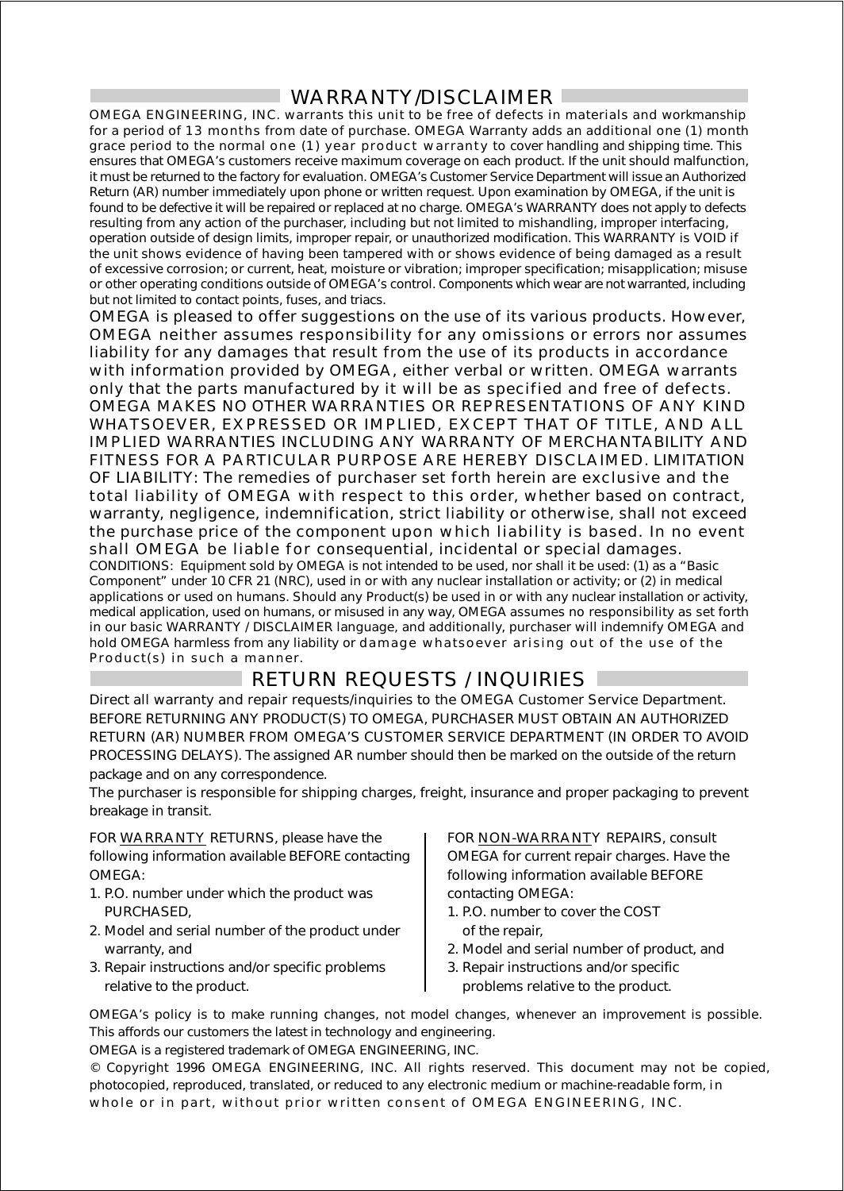## WARRANTY/DISCLAIMER

OMEGA ENGINEERING, INC. warrants this unit to be free of defects in materials and workmanship for a period of 13 months from date of purchase. OMEGA Warranty adds an additional one (1) month grace period to the normal one (1) year product warranty to cover handling and shipping time. This ensures that OMEGA's customers receive maximum coverage on each product. If the unit should malfunction, it must be returned to the factory for evaluation. OMEGA's Customer Service Department will issue an Authorized Return (AR) number immediately upon phone or written request. Upon examination by OMEGA, if the unit is found to be defective it will be repaired or replaced at no charge. OMEGA's WARRANTY does not apply to defects resulting from any action of the purchaser, including but not limited to mishandling, improper interfacing, operation outside of design limits, improper repair, or unauthorized modification. This WARRANTY is VOID if the unit shows evidence of having been tampered with or shows evidence of being damaged as a result of excessive corrosion; or current, heat, moisture or vibration; improper specification; misapplication; misuse or other operating conditions outside of OMEGA's control. Components which wear are not warranted, including but not limited to contact points, fuses, and triacs.

OMEGA is pleased to offer suggestions on the use of its various products. However, OMEGA neither assumes responsibility for any omissions or errors nor assumes liability for any damages that result from the use of its products in accordance with information provided by OMEGA, either verbal or written. OMEGA warrants only that the parts manufactured by it will be as specified and free of defects. OMEGA MAKES NO OTHER WARRANTIES OR REPRESENTATIONS OF ANY KIND WHATSOEVER, EXPRESSED OR IMPLIED, EXCEPT THAT OF TITLE, AND ALL IMPLIED WARRANTIES INCLUDING ANY WARRANTY OF MERCHANTABILITY AND FITNESS FOR A PARTICULAR PURPOSE ARE HEREBY DISCLAIMED. LIMITATION OF LIABILITY: The remedies of purchaser set forth herein are exclusive and the total liability of OMEGA with respect to this order, whether based on contract, warranty, negligence, indemnification, strict liability or otherwise, shall not exceed the purchase price of the component upon which liability is based. In no event shall OMEGA be liable for consequential, incidental or special damages.

CONDITIONS: Equipment sold by OMEGA is not intended to be used, nor shall it be used: (1) as a "Basic Component" under 10 CFR 21 (NRC), used in or with any nuclear installation or activity; or (2) in medical applications or used on humans. Should any Product(s) be used in or with any nuclear installation or activity, medical application, used on humans, or misused in any way, OMEGA assumes no responsibility as set forth in our basic WARRANTY / DISCLAIMER language, and additionally, purchaser will indemnify OMEGA and hold OMEGA harmless from any liability or damage whatsoever arising out of the use of the Product(s) in such a manner.

## RETURN REQUESTS / INQUIRIES

Direct all warranty and repair requests/inquiries to the OMEGA Customer Service Department. BEFORE RETURNING ANY PRODUCT(S) TO OMEGA, PURCHASER MUST OBTAIN AN AUTHORIZED RETURN (AR) NUMBER FROM OMEGA'S CUSTOMER SERVICE DEPARTMENT (IN ORDER TO AVOID PROCESSING DELAYS). The assigned AR number should then be marked on the outside of the return package and on any correspondence.

The purchaser is responsible for shipping charges, freight, insurance and proper packaging to prevent breakage in transit.

FOR WARRANTY RETURNS, please have the following information available BEFORE contacting OMEGA:

1. P.O. number under which the product was PURCHASED,
2. Model and serial number of the product under warranty, and
3. Repair instructions and/or specific problems relative to the product.

FOR NON-WARRANTY REPAIRS, consult OMEGA for current repair charges. Have the following information available BEFORE contacting OMEGA:

1. P.O. number to cover the COST of the repair,
2. Model and serial number of product, and
3. Repair instructions and/or specific problems relative to the product.

OMEGA's policy is to make running changes, not model changes, whenever an improvement is possible. This affords our customers the latest in technology and engineering.

OMEGA is a registered trademark of OMEGA ENGINEERING, INC.

© Copyright 1996 OMEGA ENGINEERING, INC. All rights reserved. This document may not be copied, photocopied, reproduced, translated, or reduced to any electronic medium or machine-readable form, in whole or in part, without prior written consent of OMEGA ENGINEERING, INC.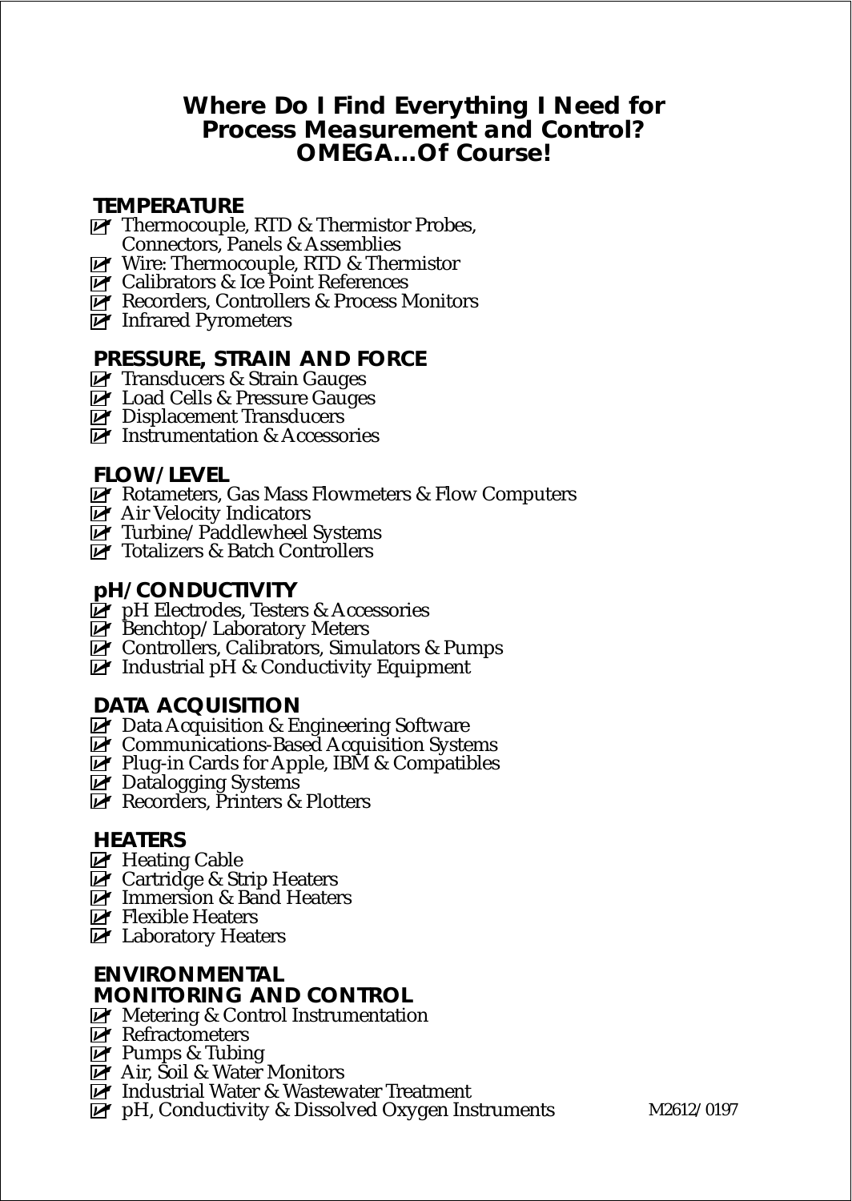# Where Do I Find Everything I Need for Process Measurement and Control? OMEGA…Of Course!

## TEMPERATURE

- Thermocouple, RTD & Thermistor Probes, Connectors, Panels & Assemblies
- Wire: Thermocouple, RTD & Thermistor
- Calibrators & Ice Point References
- Recorders, Controllers & Process Monitors
- Infrared Pyrometers

## PRESSURE, STRAIN AND FORCE

- Transducers & Strain Gauges
- Load Cells & Pressure Gauges
- Displacement Transducers
- Instrumentation & Accessories

## FLOW/LEVEL

- Rotameters, Gas Mass Flowmeters & Flow Computers
- Air Velocity Indicators
- Turbine/Paddlewheel Systems
- Totalizers & Batch Controllers

## pH/CONDUCTIVITY

- pH Electrodes, Testers & Accessories
- Benchtop/Laboratory Meters
- Controllers, Calibrators, Simulators & Pumps
- Industrial pH & Conductivity Equipment

## DATA ACQUISITION

- Data Acquisition & Engineering Software
- Communications-Based Acquisition Systems
- Plug-in Cards for Apple, IBM & Compatibles
- Datalogging Systems
- Recorders, Printers & Plotters

## HEATERS

- Heating Cable
- Cartridge & Strip Heaters
- Immersion & Band Heaters
- Flexible Heaters
- Laboratory Heaters

## ENVIRONMENTAL MONITORING AND CONTROL

- Metering & Control Instrumentation
- Refractometers
- Pumps & Tubing
- Air, Soil & Water Monitors
- Industrial Water & Wastewater Treatment
- pH, Conductivity & Dissolved Oxygen Instruments

M2612/0197